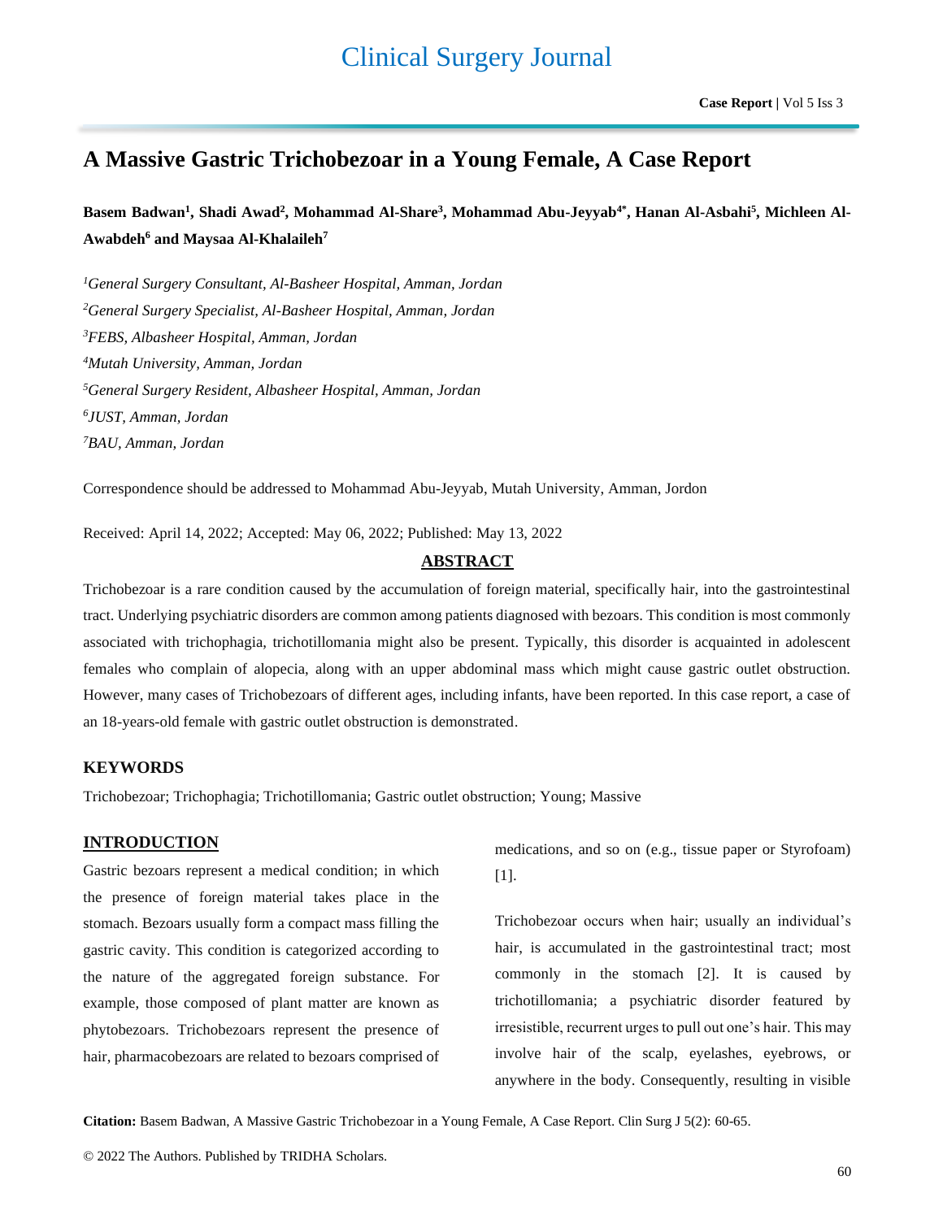# A Massive Gastric Trichobezoar in a Young Female, A Case Report

**Basem Badwan[1], Shadi Awad[2], Mohammad Al-Share[3], Mohammad Abu-Jeyyab[4*], Hanan Al-Asbahi[5], Michleen Al-Awabdeh[6] and Maysaa Al-Khalaileh[7]**

*[1]General Surgery Consultant, Al-Basheer Hospital, Amman, Jordan*

*[2]General Surgery Specialist, Al-Basheer Hospital, Amman, Jordan*

*[3]FEBS, Albasheer Hospital, Amman, Jordan*

*[4]Mutah University, Amman, Jordan*

*[5]General Surgery Resident, Albasheer Hospital, Amman, Jordan*

*[6]JUST, Amman, Jordan*

*[7]BAU, Amman, Jordan*

Correspondence should be addressed to Mohammad Abu-Jeyyab, Mutah University, Amman, Jordon

Received: April 14, 2022; Accepted: May 06, 2022; Published: May 13, 2022

## ABSTRACT

Trichobezoar is a rare condition caused by the accumulation of foreign material, specifically hair, into the gastrointestinal tract. Underlying psychiatric disorders are common among patients diagnosed with bezoars. This condition is most commonly associated with trichophagia, trichotillomania might also be present. Typically, this disorder is acquainted in adolescent females who complain of alopecia, along with an upper abdominal mass which might cause gastric outlet obstruction. However, many cases of Trichobezoars of different ages, including infants, have been reported. In this case report, a case of an 18-years-old female with gastric outlet obstruction is demonstrated.

## KEYWORDS

Trichobezoar; Trichophagia; Trichotillomania; Gastric outlet obstruction; Young; Massive

## INTRODUCTION

Gastric bezoars represent a medical condition; in which the presence of foreign material takes place in the stomach. Bezoars usually form a compact mass filling the gastric cavity. This condition is categorized according to the nature of the aggregated foreign substance. For example, those composed of plant matter are known as phytobezoars. Trichobezoars represent the presence of hair, pharmacobezoars are related to bezoars comprised of medications, and so on (e.g., tissue paper or Styrofoam) [1].

Trichobezoar occurs when hair; usually an individual's hair, is accumulated in the gastrointestinal tract; most commonly in the stomach [2]. It is caused by trichotillomania; a psychiatric disorder featured by irresistible, recurrent urges to pull out one's hair. This may involve hair of the scalp, eyelashes, eyebrows, or anywhere in the body. Consequently, resulting in visible

**Citation:** Basem Badwan, A Massive Gastric Trichobezoar in a Young Female, A Case Report. Clin Surg J 5(2): 60-65.

© 2022 The Authors. Published by TRIDHA Scholars.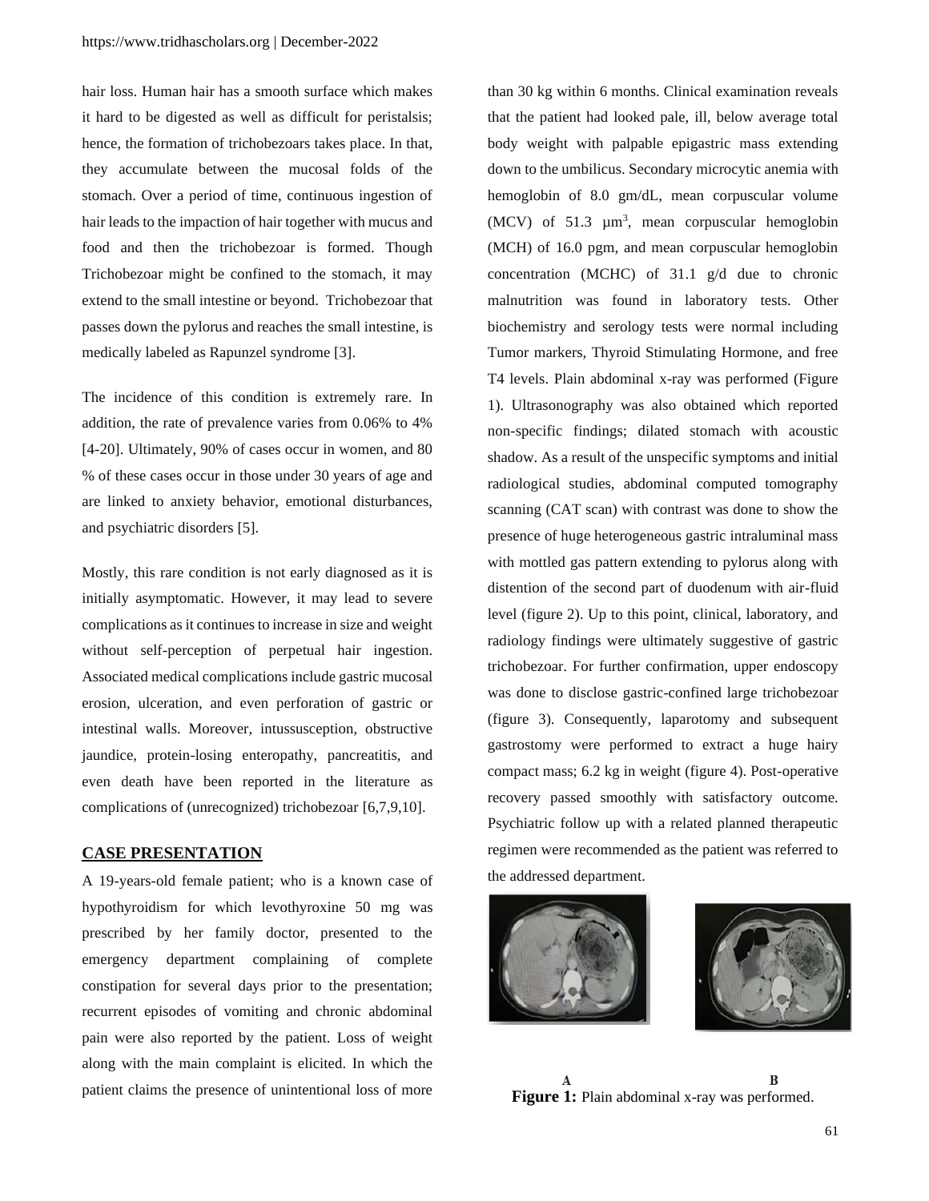hair loss. Human hair has a smooth surface which makes it hard to be digested as well as difficult for peristalsis; hence, the formation of trichobezoars takes place. In that, they accumulate between the mucosal folds of the stomach. Over a period of time, continuous ingestion of hair leads to the impaction of hair together with mucus and food and then the trichobezoar is formed. Though Trichobezoar might be confined to the stomach, it may extend to the small intestine or beyond. Trichobezoar that passes down the pylorus and reaches the small intestine, is medically labeled as Rapunzel syndrome [3].

The incidence of this condition is extremely rare. In addition, the rate of prevalence varies from 0.06% to 4% [4-20]. Ultimately, 90% of cases occur in women, and 80 % of these cases occur in those under 30 years of age and are linked to anxiety behavior, emotional disturbances, and psychiatric disorders [5].

Mostly, this rare condition is not early diagnosed as it is initially asymptomatic. However, it may lead to severe complications as it continues to increase in size and weight without self-perception of perpetual hair ingestion. Associated medical complications include gastric mucosal erosion, ulceration, and even perforation of gastric or intestinal walls. Moreover, intussusception, obstructive jaundice, protein-losing enteropathy, pancreatitis, and even death have been reported in the literature as complications of (unrecognized) trichobezoar [6,7,9,10].

## CASE PRESENTATION

A 19-years-old female patient; who is a known case of hypothyroidism for which levothyroxine 50 mg was prescribed by her family doctor, presented to the emergency department complaining of complete constipation for several days prior to the presentation; recurrent episodes of vomiting and chronic abdominal pain were also reported by the patient. Loss of weight along with the main complaint is elicited. In which the patient claims the presence of unintentional loss of more than 30 kg within 6 months. Clinical examination reveals that the patient had looked pale, ill, below average total body weight with palpable epigastric mass extending down to the umbilicus. Secondary microcytic anemia with hemoglobin of 8.0 gm/dL, mean corpuscular volume (MCV) of 51.3 $\mu m^3$, mean corpuscular hemoglobin (MCH) of 16.0 pgm, and mean corpuscular hemoglobin concentration (MCHC) of 31.1 g/d due to chronic malnutrition was found in laboratory tests. Other biochemistry and serology tests were normal including Tumor markers, Thyroid Stimulating Hormone, and free T4 levels. Plain abdominal x-ray was performed (Figure 1). Ultrasonography was also obtained which reported non-specific findings; dilated stomach with acoustic shadow. As a result of the unspecific symptoms and initial radiological studies, abdominal computed tomography scanning (CAT scan) with contrast was done to show the presence of huge heterogeneous gastric intraluminal mass with mottled gas pattern extending to pylorus along with distention of the second part of duodenum with air-fluid level (figure 2). Up to this point, clinical, laboratory, and radiology findings were ultimately suggestive of gastric trichobezoar. For further confirmation, upper endoscopy was done to disclose gastric-confined large trichobezoar (figure 3). Consequently, laparotomy and subsequent gastrostomy were performed to extract a huge hairy compact mass; 6.2 kg in weight (figure 4). Post-operative recovery passed smoothly with satisfactory outcome. Psychiatric follow up with a related planned therapeutic regimen were recommended as the patient was referred to the addressed department.

A B

**Figure 1:** Plain abdominal x-ray was performed.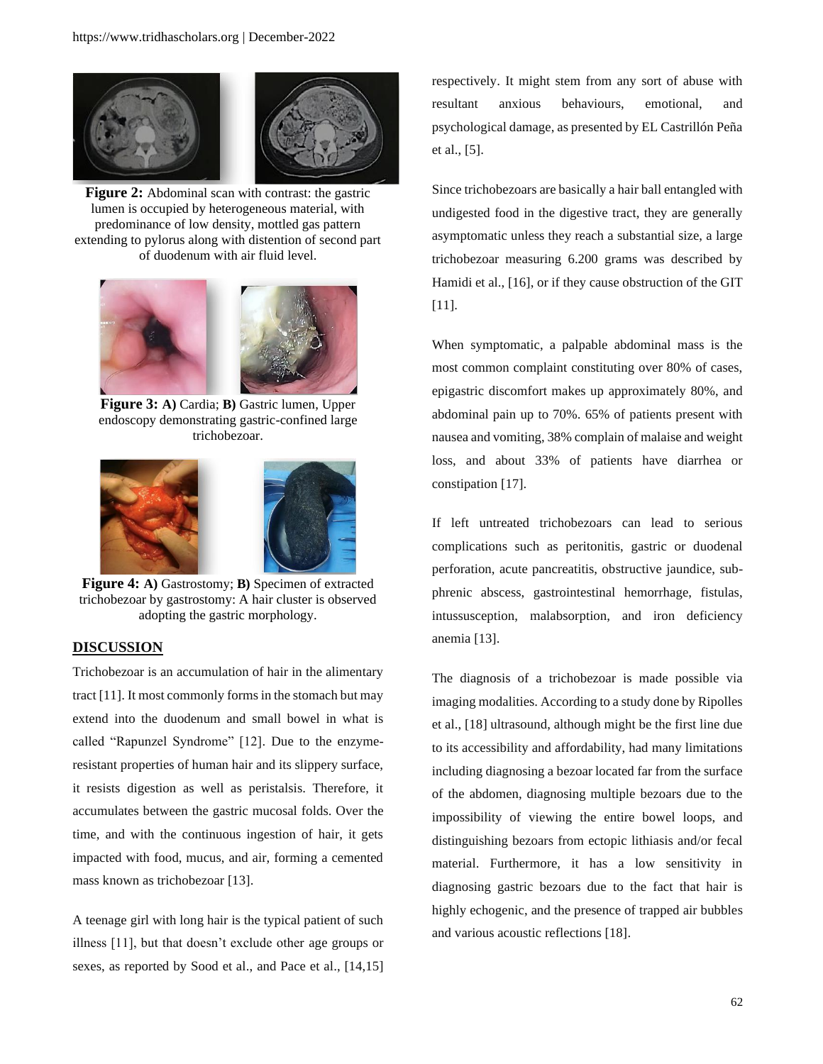**Figure 2:** Abdominal scan with contrast: the gastric lumen is occupied by heterogeneous material, with predominance of low density, mottled gas pattern extending to pylorus along with distention of second part of duodenum with air fluid level.

**Figure 3:** **A)** Cardia; **B)** Gastric lumen, Upper endoscopy demonstrating gastric-confined large trichobezoar.

**Figure 4:** **A)** Gastrostomy; **B)** Specimen of extracted trichobezoar by gastrostomy: A hair cluster is observed adopting the gastric morphology.

## DISCUSSION

Trichobezoar is an accumulation of hair in the alimentary tract [11]. It most commonly forms in the stomach but may extend into the duodenum and small bowel in what is called "Rapunzel Syndrome" [12]. Due to the enzyme-resistant properties of human hair and its slippery surface, it resists digestion as well as peristalsis. Therefore, it accumulates between the gastric mucosal folds. Over the time, and with the continuous ingestion of hair, it gets impacted with food, mucus, and air, forming a cemented mass known as trichobezoar [13].

A teenage girl with long hair is the typical patient of such illness [11], but that doesn't exclude other age groups or sexes, as reported by Sood et al., and Pace et al., [14,15] respectively. It might stem from any sort of abuse with resultant anxious behaviours, emotional, and psychological damage, as presented by EL Castrillón Peña et al., [5].

Since trichobezoars are basically a hair ball entangled with undigested food in the digestive tract, they are generally asymptomatic unless they reach a substantial size, a large trichobezoar measuring 6.200 grams was described by Hamidi et al., [16], or if they cause obstruction of the GIT [11].

When symptomatic, a palpable abdominal mass is the most common complaint constituting over 80% of cases, epigastric discomfort makes up approximately 80%, and abdominal pain up to 70%. 65% of patients present with nausea and vomiting, 38% complain of malaise and weight loss, and about 33% of patients have diarrhea or constipation [17].

If left untreated trichobezoars can lead to serious complications such as peritonitis, gastric or duodenal perforation, acute pancreatitis, obstructive jaundice, sub-phrenic abscess, gastrointestinal hemorrhage, fistulas, intussusception, malabsorption, and iron deficiency anemia [13].

The diagnosis of a trichobezoar is made possible via imaging modalities. According to a study done by Ripolles et al., [18] ultrasound, although might be the first line due to its accessibility and affordability, had many limitations including diagnosing a bezoar located far from the surface of the abdomen, diagnosing multiple bezoars due to the impossibility of viewing the entire bowel loops, and distinguishing bezoars from ectopic lithiasis and/or fecal material. Furthermore, it has a low sensitivity in diagnosing gastric bezoars due to the fact that hair is highly echogenic, and the presence of trapped air bubbles and various acoustic reflections [18].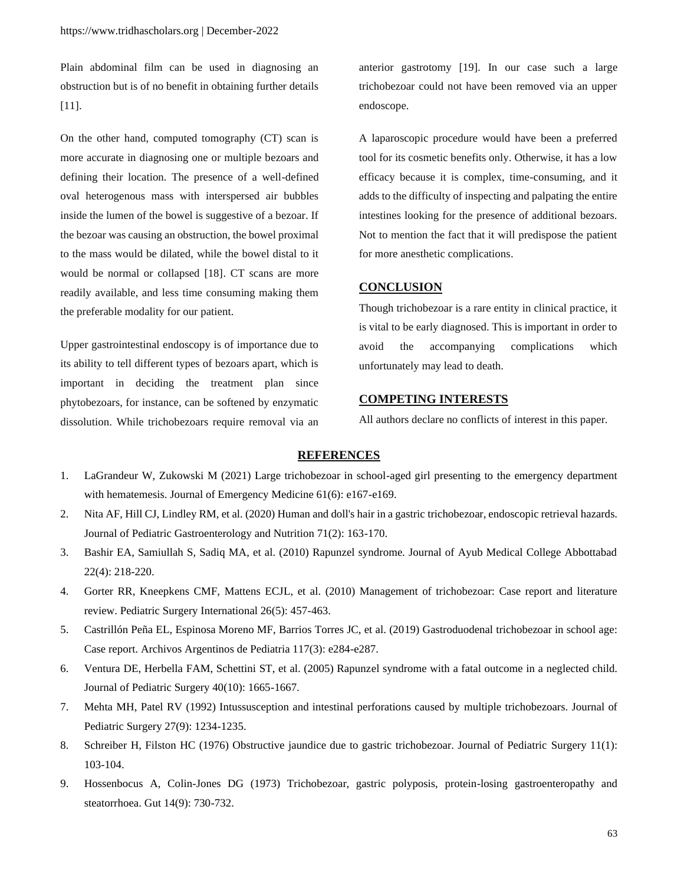Plain abdominal film can be used in diagnosing an obstruction but is of no benefit in obtaining further details [11].

On the other hand, computed tomography (CT) scan is more accurate in diagnosing one or multiple bezoars and defining their location. The presence of a well-defined oval heterogenous mass with interspersed air bubbles inside the lumen of the bowel is suggestive of a bezoar. If the bezoar was causing an obstruction, the bowel proximal to the mass would be dilated, while the bowel distal to it would be normal or collapsed [18]. CT scans are more readily available, and less time consuming making them the preferable modality for our patient.

Upper gastrointestinal endoscopy is of importance due to its ability to tell different types of bezoars apart, which is important in deciding the treatment plan since phytobezoars, for instance, can be softened by enzymatic dissolution. While trichobezoars require removal via an anterior gastrotomy [19]. In our case such a large trichobezoar could not have been removed via an upper endoscope.

A laparoscopic procedure would have been a preferred tool for its cosmetic benefits only. Otherwise, it has a low efficacy because it is complex, time-consuming, and it adds to the difficulty of inspecting and palpating the entire intestines looking for the presence of additional bezoars. Not to mention the fact that it will predispose the patient for more anesthetic complications.

## CONCLUSION

Though trichobezoar is a rare entity in clinical practice, it is vital to be early diagnosed. This is important in order to avoid the accompanying complications which unfortunately may lead to death.

## COMPETING INTERESTS

All authors declare no conflicts of interest in this paper.

## REFERENCES

1. LaGrandeur W, Zukowski M (2021) Large trichobezoar in school-aged girl presenting to the emergency department with hematemesis. Journal of Emergency Medicine 61(6): e167-e169.
2. Nita AF, Hill CJ, Lindley RM, et al. (2020) Human and doll's hair in a gastric trichobezoar, endoscopic retrieval hazards. Journal of Pediatric Gastroenterology and Nutrition 71(2): 163-170.
3. Bashir EA, Samiullah S, Sadiq MA, et al. (2010) Rapunzel syndrome. Journal of Ayub Medical College Abbottabad 22(4): 218-220.
4. Gorter RR, Kneepkens CMF, Mattens ECJL, et al. (2010) Management of trichobezoar: Case report and literature review. Pediatric Surgery International 26(5): 457-463.
5. Castrillón Peña EL, Espinosa Moreno MF, Barrios Torres JC, et al. (2019) Gastroduodenal trichobezoar in school age: Case report. Archivos Argentinos de Pediatria 117(3): e284-e287.
6. Ventura DE, Herbella FAM, Schettini ST, et al. (2005) Rapunzel syndrome with a fatal outcome in a neglected child. Journal of Pediatric Surgery 40(10): 1665-1667.
7. Mehta MH, Patel RV (1992) Intussusception and intestinal perforations caused by multiple trichobezoars. Journal of Pediatric Surgery 27(9): 1234-1235.
8. Schreiber H, Filston HC (1976) Obstructive jaundice due to gastric trichobezoar. Journal of Pediatric Surgery 11(1): 103-104.
9. Hossenbocus A, Colin-Jones DG (1973) Trichobezoar, gastric polyposis, protein-losing gastroenteropathy and steatorrhoea. Gut 14(9): 730-732.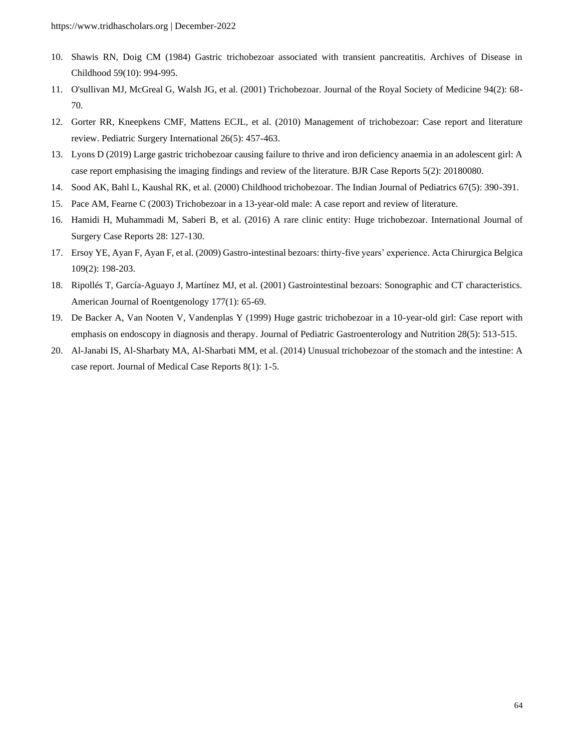10. Shawis RN, Doig CM (1984) Gastric trichobezoar associated with transient pancreatitis. Archives of Disease in Childhood 59(10): 994-995.
11. O'sullivan MJ, McGreal G, Walsh JG, et al. (2001) Trichobezoar. Journal of the Royal Society of Medicine 94(2): 68-70.
12. Gorter RR, Kneepkens CMF, Mattens ECJL, et al. (2010) Management of trichobezoar: Case report and literature review. Pediatric Surgery International 26(5): 457-463.
13. Lyons D (2019) Large gastric trichobezoar causing failure to thrive and iron deficiency anaemia in an adolescent girl: A case report emphasising the imaging findings and review of the literature. BJR Case Reports 5(2): 20180080.
14. Sood AK, Bahl L, Kaushal RK, et al. (2000) Childhood trichobezoar. The Indian Journal of Pediatrics 67(5): 390-391.
15. Pace AM, Fearne C (2003) Trichobezoar in a 13-year-old male: A case report and review of literature.
16. Hamidi H, Muhammadi M, Saberi B, et al. (2016) A rare clinic entity: Huge trichobezoar. International Journal of Surgery Case Reports 28: 127-130.
17. Ersoy YE, Ayan F, Ayan F, et al. (2009) Gastro-intestinal bezoars: thirty-five years' experience. Acta Chirurgica Belgica 109(2): 198-203.
18. Ripollés T, García-Aguayo J, Martínez MJ, et al. (2001) Gastrointestinal bezoars: Sonographic and CT characteristics. American Journal of Roentgenology 177(1): 65-69.
19. De Backer A, Van Nooten V, Vandenplas Y (1999) Huge gastric trichobezoar in a 10-year-old girl: Case report with emphasis on endoscopy in diagnosis and therapy. Journal of Pediatric Gastroenterology and Nutrition 28(5): 513-515.
20. Al-Janabi IS, Al-Sharbaty MA, Al-Sharbati MM, et al. (2014) Unusual trichobezoar of the stomach and the intestine: A case report. Journal of Medical Case Reports 8(1): 1-5.